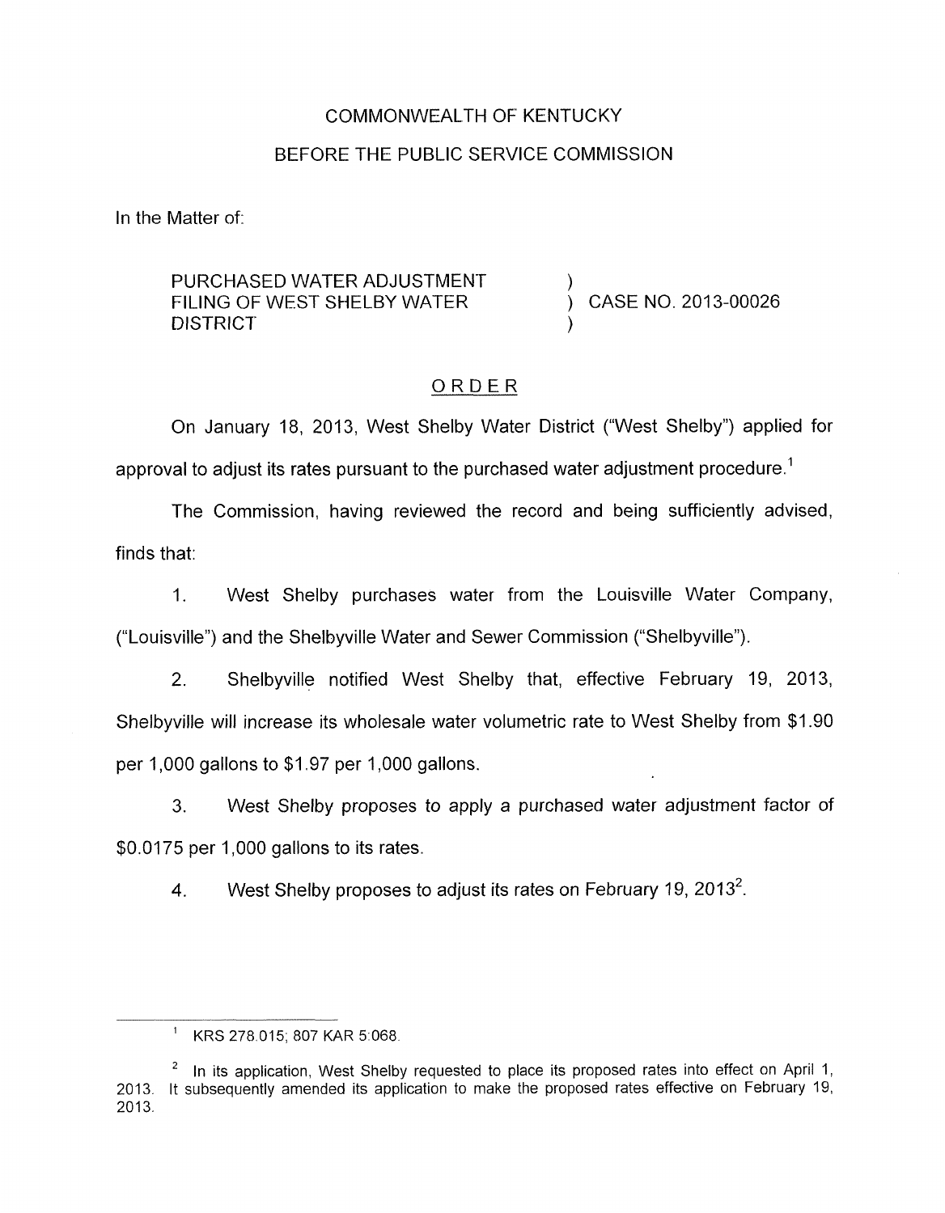COMMONWEALTH OF KENTUCKY

BEFORE THE PUBLIC SERVICE COMMISSION

In the Matter of:

PURCHASED WATER ADJUSTMENT FILING OF WEST SHELBY WATER DISTRICT ) CASE NO. 2013-00026

## ORDER

On January 18, 2013, West Shelby Water District ("West Shelby") applied for approval to adjust its rates pursuant to the purchased water adjustment procedure.[1]

The Commission, having reviewed the record and being sufficiently advised, finds that:

1. West Shelby purchases water from the Louisville Water Company, ("Louisville") and the Shelbyville Water and Sewer Commission ("Shelbyville").

2. Shelbyville notified West Shelby that, effective February 19, 2013, Shelbyville will increase its wholesale water volumetric rate to West Shelby from $1.90 per 1,000 gallons to $1.97 per 1,000 gallons.

3. West Shelby proposes to apply a purchased water adjustment factor of $0.0175 per 1,000 gallons to its rates.

4. West Shelby proposes to adjust its rates on February 19, 2013[2].

---

[1] KRS 278.015; 807 KAR 5:068.

[2] In its application, West Shelby requested to place its proposed rates into effect on April 1, 2013. It subsequently amended its application to make the proposed rates effective on February 19, 2013.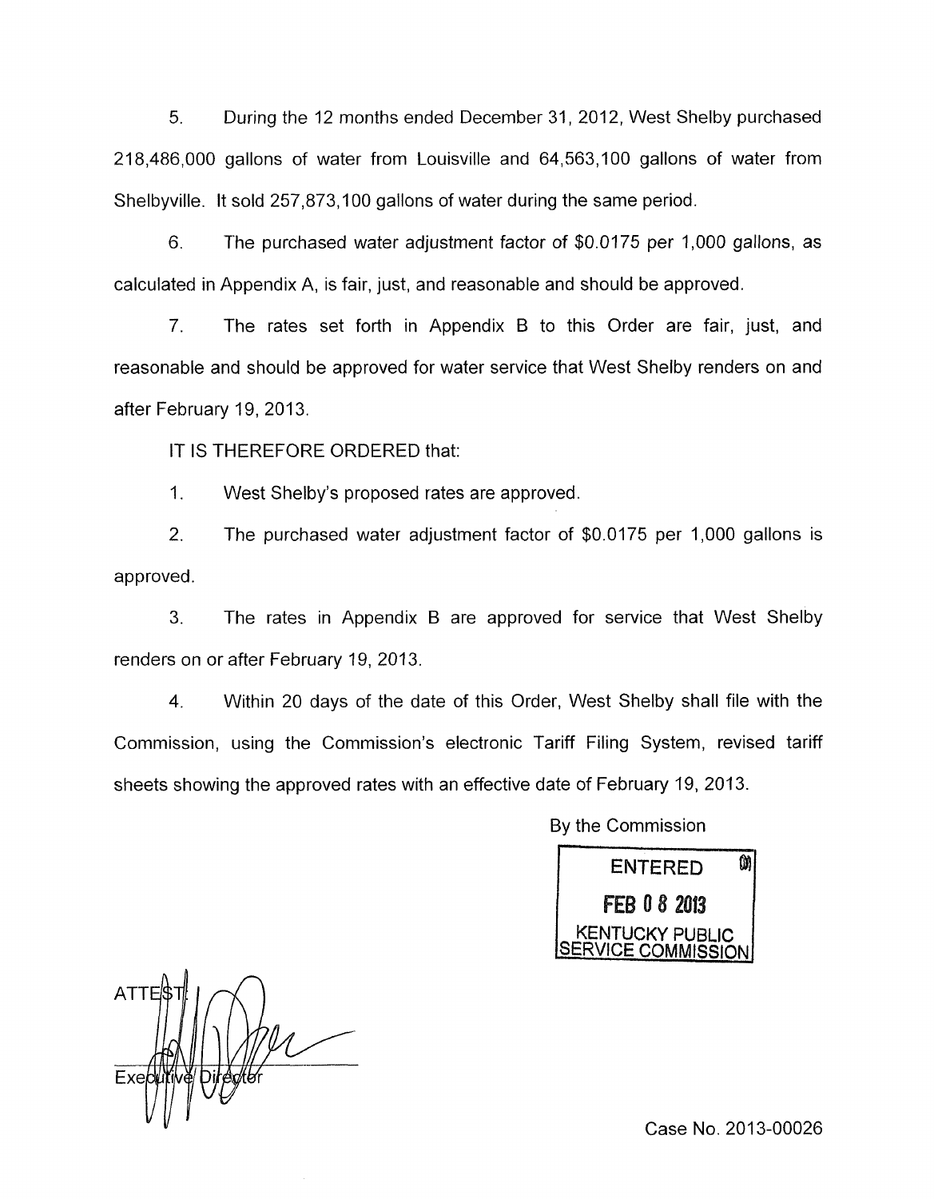5. During the 12 months ended December 31, 2012, West Shelby purchased 218,486,000 gallons of water from Louisville and 64,563,100 gallons of water from Shelbyville. It sold 257,873,100 gallons of water during the same period.

6. The purchased water adjustment factor of $0.0175 per 1,000 gallons, as calculated in Appendix A, is fair, just, and reasonable and should be approved.

7. The rates set forth in Appendix B to this Order are fair, just, and reasonable and should be approved for water service that West Shelby renders on and after February 19, 2013.

IT IS THEREFORE ORDERED that:

1. West Shelby's proposed rates are approved.

2. The purchased water adjustment factor of $0.0175 per 1,000 gallons is approved.

3. The rates in Appendix B are approved for service that West Shelby renders on or after February 19, 2013.

4. Within 20 days of the date of this Order, West Shelby shall file with the Commission, using the Commission's electronic Tariff Filing System, revised tariff sheets showing the approved rates with an effective date of February 19, 2013.

By the Commission

ENTERED
FEB 08 2013
KENTUCKY PUBLIC SERVICE COMMISSION

ATTEST:

Executive Director

Case No. 2013-00026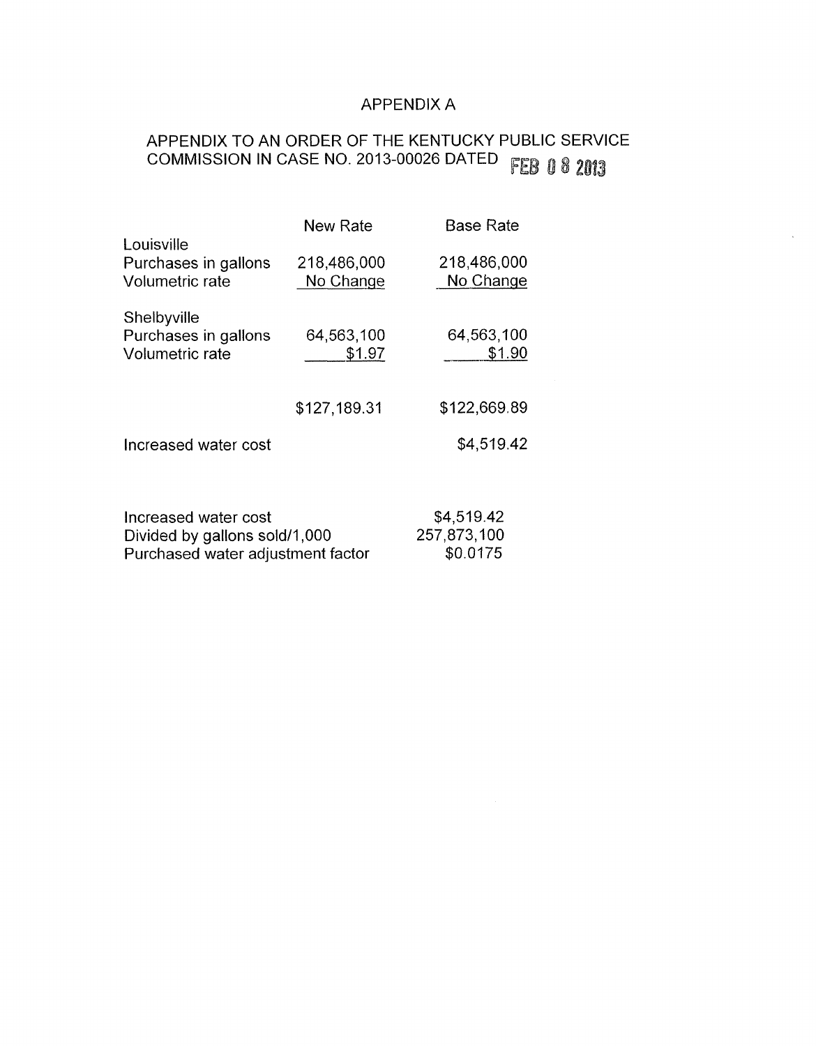# APPENDIX A

## APPENDIX TO AN ORDER OF THE KENTUCKY PUBLIC SERVICE COMMISSION IN CASE NO. 2013-00026 DATED FEB 08 2013

| | New Rate | Base Rate |
|---|---|---|
| Louisville | | |
| Purchases in gallons | 218,486,000 | 218,486,000 |
| Volumetric rate | No Change | No Change |
| | | |
| Shelbyville | | |
| Purchases in gallons | 64,563,100 | 64,563,100 |
| Volumetric rate | \$1.97 | \$1.90 |
| | | |
| | \$127,189.31 | \$122,669.89 |
| | | |
| Increased water cost | | \$4,519.42 |

| | |
|---|---|
| Increased water cost | \$4,519.42 |
| Divided by gallons sold/1,000 | 257,873,100 |
| Purchased water adjustment factor | \$0.0175 |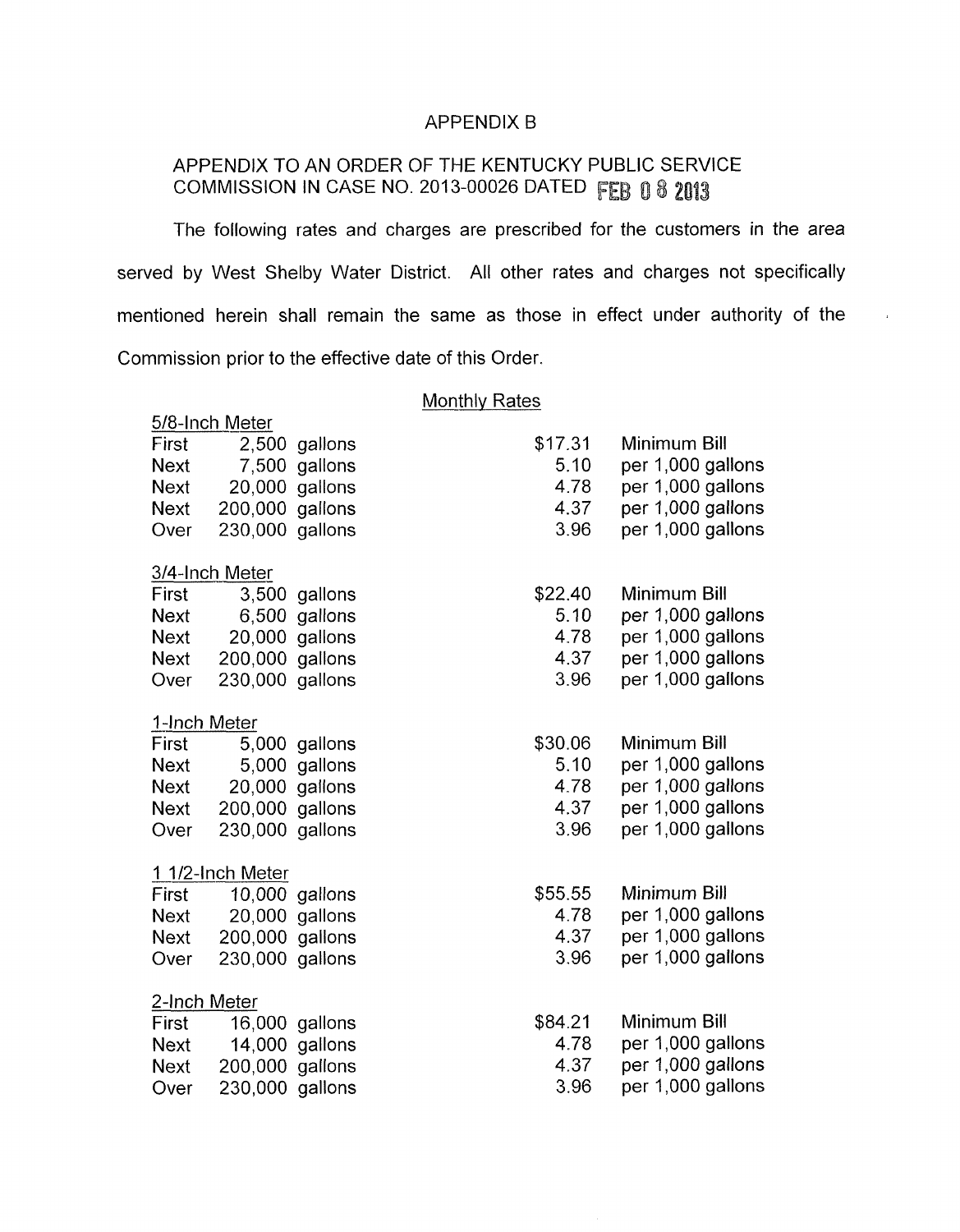# APPENDIX B

## APPENDIX TO AN ORDER OF THE KENTUCKY PUBLIC SERVICE COMMISSION IN CASE NO. 2013-00026 DATED FEB 08 2013

The following rates and charges are prescribed for the customers in the area served by West Shelby Water District. All other rates and charges not specifically mentioned herein shall remain the same as those in effect under authority of the Commission prior to the effective date of this Order.

Monthly Rates

5/8-Inch Meter

| | | | |
|---|---|---|---|
| First | 2,500 gallons | $17.31 | Minimum Bill |
| Next | 7,500 gallons | 5.10 | per 1,000 gallons |
| Next | 20,000 gallons | 4.78 | per 1,000 gallons |
| Next | 200,000 gallons | 4.37 | per 1,000 gallons |
| Over | 230,000 gallons | 3.96 | per 1,000 gallons |

3/4-Inch Meter

| | | | |
|---|---|---|---|
| First | 3,500 gallons | $22.40 | Minimum Bill |
| Next | 6,500 gallons | 5.10 | per 1,000 gallons |
| Next | 20,000 gallons | 4.78 | per 1,000 gallons |
| Next | 200,000 gallons | 4.37 | per 1,000 gallons |
| Over | 230,000 gallons | 3.96 | per 1,000 gallons |

1-Inch Meter

| | | | |
|---|---|---|---|
| First | 5,000 gallons | $30.06 | Minimum Bill |
| Next | 5,000 gallons | 5.10 | per 1,000 gallons |
| Next | 20,000 gallons | 4.78 | per 1,000 gallons |
| Next | 200,000 gallons | 4.37 | per 1,000 gallons |
| Over | 230,000 gallons | 3.96 | per 1,000 gallons |

1 1/2-Inch Meter

| | | | |
|---|---|---|---|
| First | 10,000 gallons | $55.55 | Minimum Bill |
| Next | 20,000 gallons | 4.78 | per 1,000 gallons |
| Next | 200,000 gallons | 4.37 | per 1,000 gallons |
| Over | 230,000 gallons | 3.96 | per 1,000 gallons |

2-Inch Meter

| | | | |
|---|---|---|---|
| First | 16,000 gallons | $84.21 | Minimum Bill |
| Next | 14,000 gallons | 4.78 | per 1,000 gallons |
| Next | 200,000 gallons | 4.37 | per 1,000 gallons |
| Over | 230,000 gallons | 3.96 | per 1,000 gallons |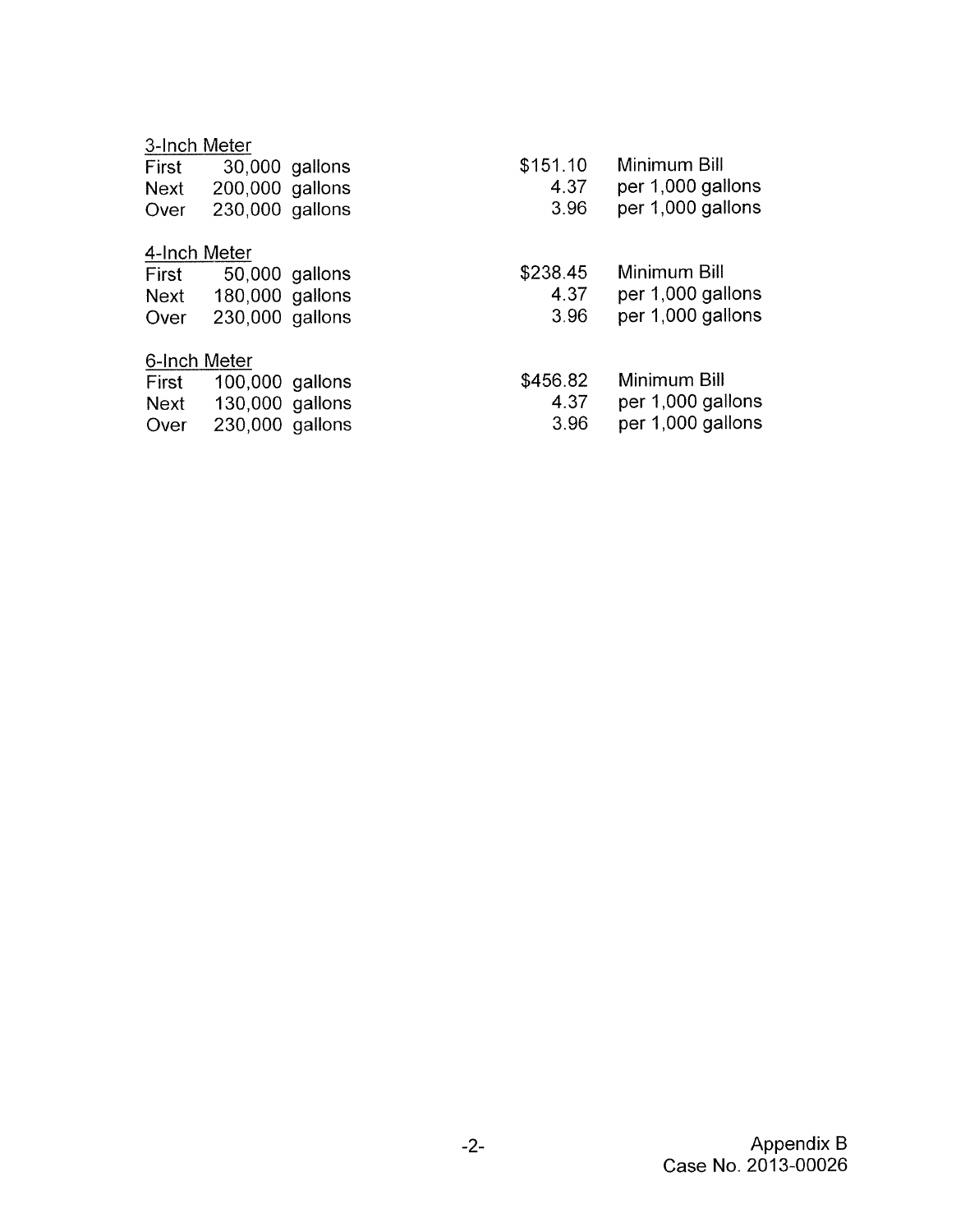3-Inch Meter

| | | | |
|---|---|---|---|
| First | 30,000 gallons | $151.10 | Minimum Bill |
| Next | 200,000 gallons | 4.37 | per 1,000 gallons |
| Over | 230,000 gallons | 3.96 | per 1,000 gallons |

4-Inch Meter

| | | | |
|---|---|---|---|
| First | 50,000 gallons | $238.45 | Minimum Bill |
| Next | 180,000 gallons | 4.37 | per 1,000 gallons |
| Over | 230,000 gallons | 3.96 | per 1,000 gallons |

6-Inch Meter

| | | | |
|---|---|---|---|
| First | 100,000 gallons | $456.82 | Minimum Bill |
| Next | 130,000 gallons | 4.37 | per 1,000 gallons |
| Over | 230,000 gallons | 3.96 | per 1,000 gallons |

Appendix B
Case No. 2013-00026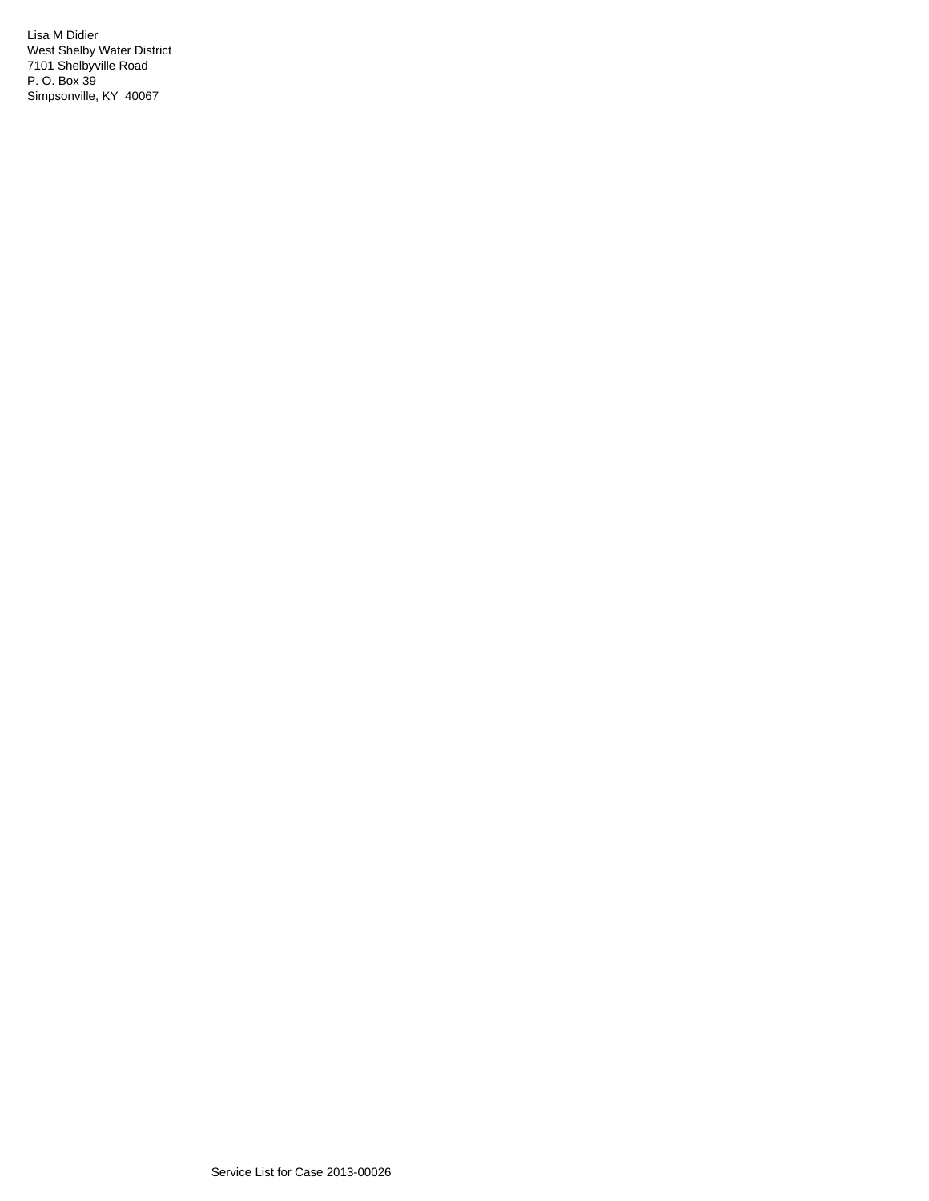Lisa M Didier
West Shelby Water District
7101 Shelbyville Road
P. O. Box 39
Simpsonville, KY  40067